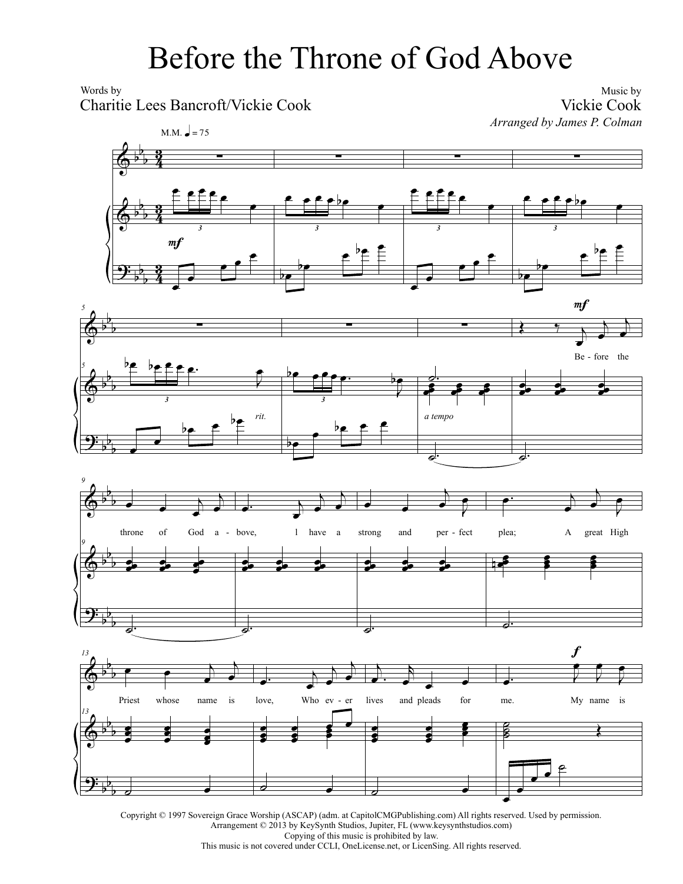# Before the Throne of God Above

Words by
Charitie Lees Bancroft/Vickie Cook

Music by
Vickie Cook
*Arranged by James P. Colman*

M.M. ♩ = 75

Before the throne of God above, I have a strong and perfect plea; A great High Priest whose name is love, Who ever lives and pleads for me. My name is

Copyright © 1997 Sovereign Grace Worship (ASCAP) (adm. at CapitolCMGPublishing.com) All rights reserved. Used by permission.
Arrangement © 2013 by KeySynth Studios, Jupiter, FL (www.keysynthstudios.com)
Copying of this music is prohibited by law.
This music is not covered under CCLI, OneLicense.net, or LicenSing. All rights reserved.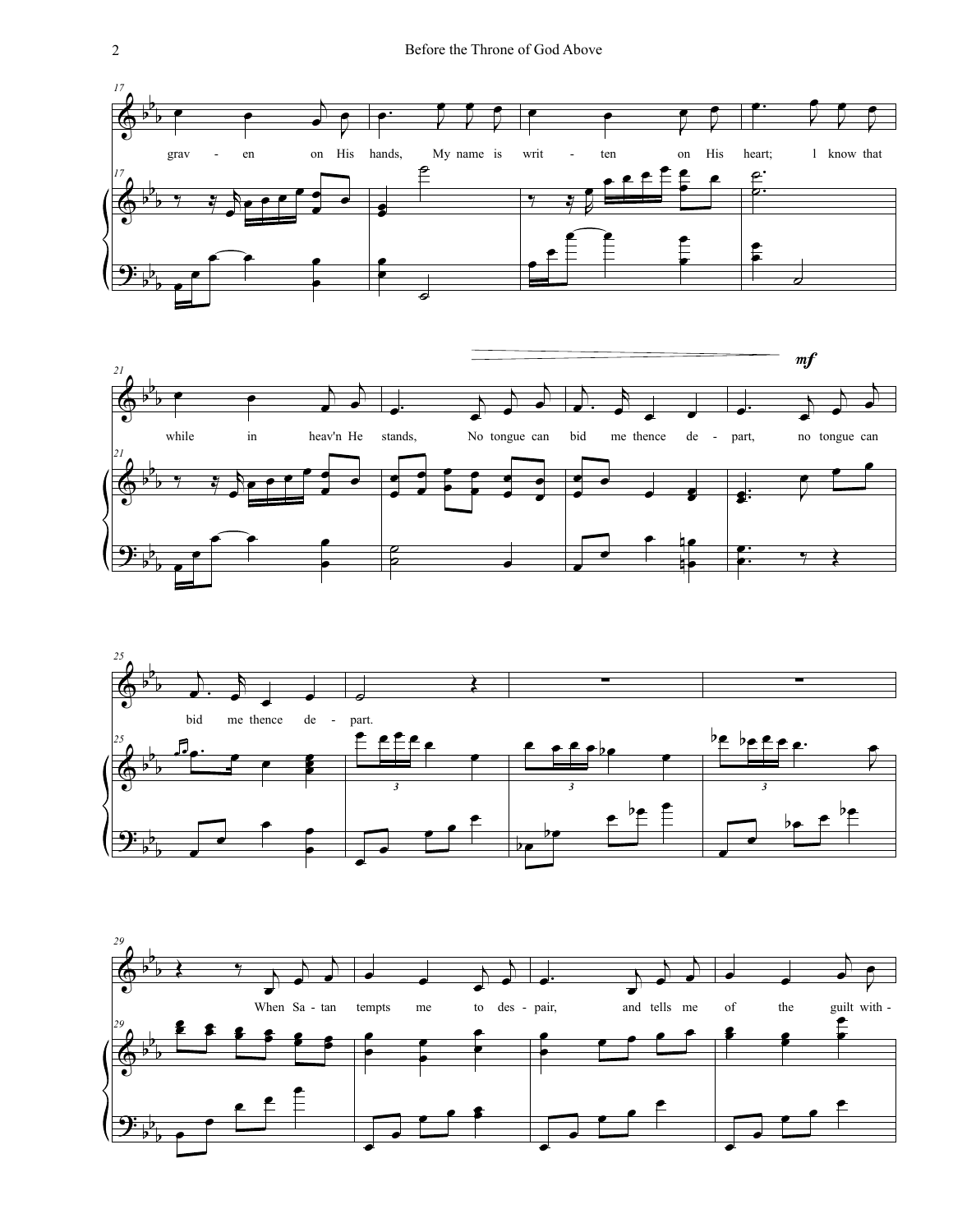graven on His hands, My name is written on His heart; I know that while in heav'n He stands, No tongue can bid me thence depart, no tongue can bid me thence depart.

*mf*

When Satan tempts me to despair, and tells me of the guilt with-